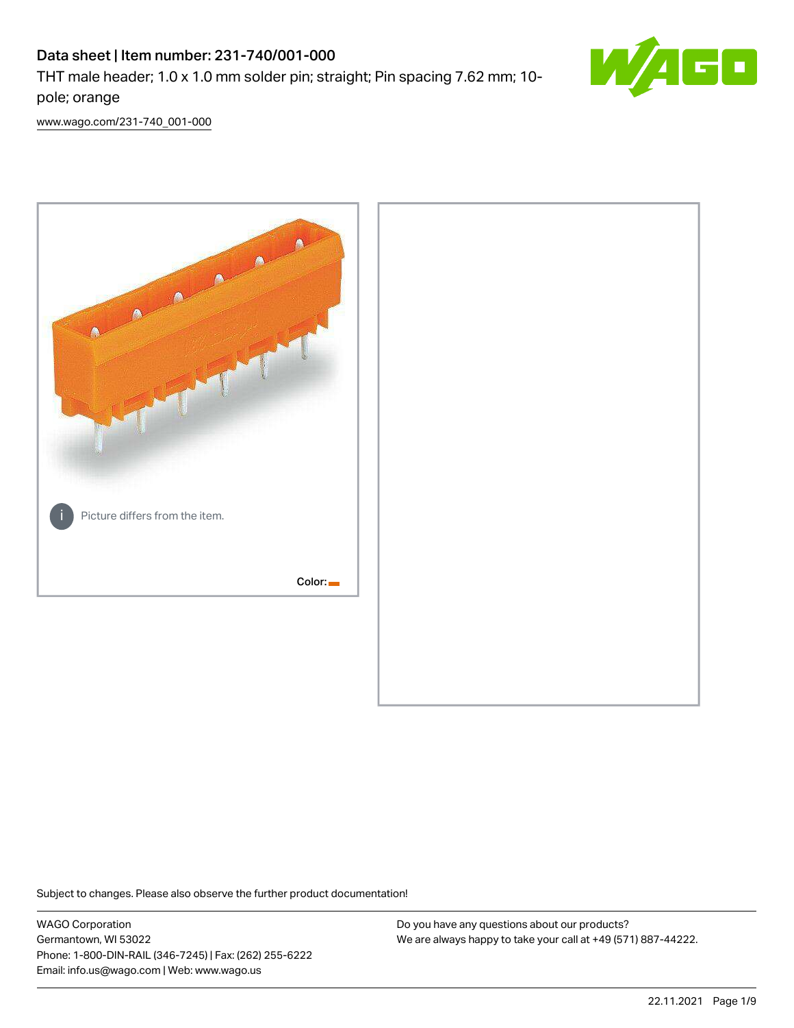# Data sheet | Item number: 231-740/001-000

THT male header; 1.0 x 1.0 mm solder pin; straight; Pin spacing 7.62 mm; 10-pole; orange

www.wago.com/231-740_001-000

Picture differs from the item.

Color:

Subject to changes. Please also observe the further product documentation!

WAGO Corporation
Germantown, WI 53022
Phone: 1-800-DIN-RAIL (346-7245) | Fax: (262) 255-6222
Email: info.us@wago.com | Web: www.wago.us

Do you have any questions about our products?
We are always happy to take your call at +49 (571) 887-44222.

22.11.2021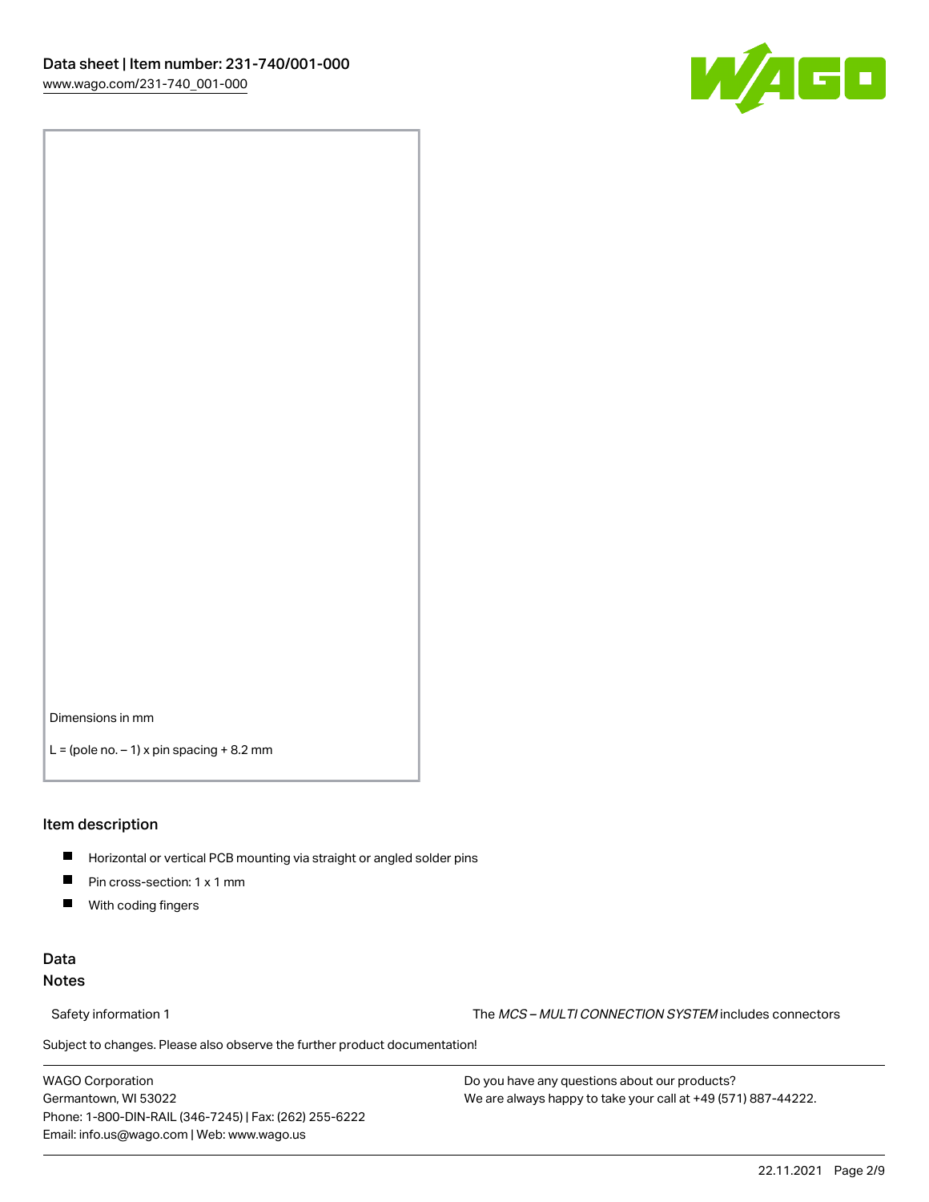Dimensions in mm

L = (pole no. − 1) x pin spacing + 8.2 mm

## Item description

- Horizontal or vertical PCB mounting via straight or angled solder pins
- Pin cross-section: 1 x 1 mm
- With coding fingers

## Data

### Notes

Safety information 1 — The *MCS – MULTI CONNECTION SYSTEM* includes connectors

Subject to changes. Please also observe the further product documentation!

WAGO Corporation
Germantown, WI 53022
Phone: 1-800-DIN-RAIL (346-7245) | Fax: (262) 255-6222
Email: info.us@wago.com | Web: www.wago.us

Do you have any questions about our products?
We are always happy to take your call at +49 (571) 887-44222.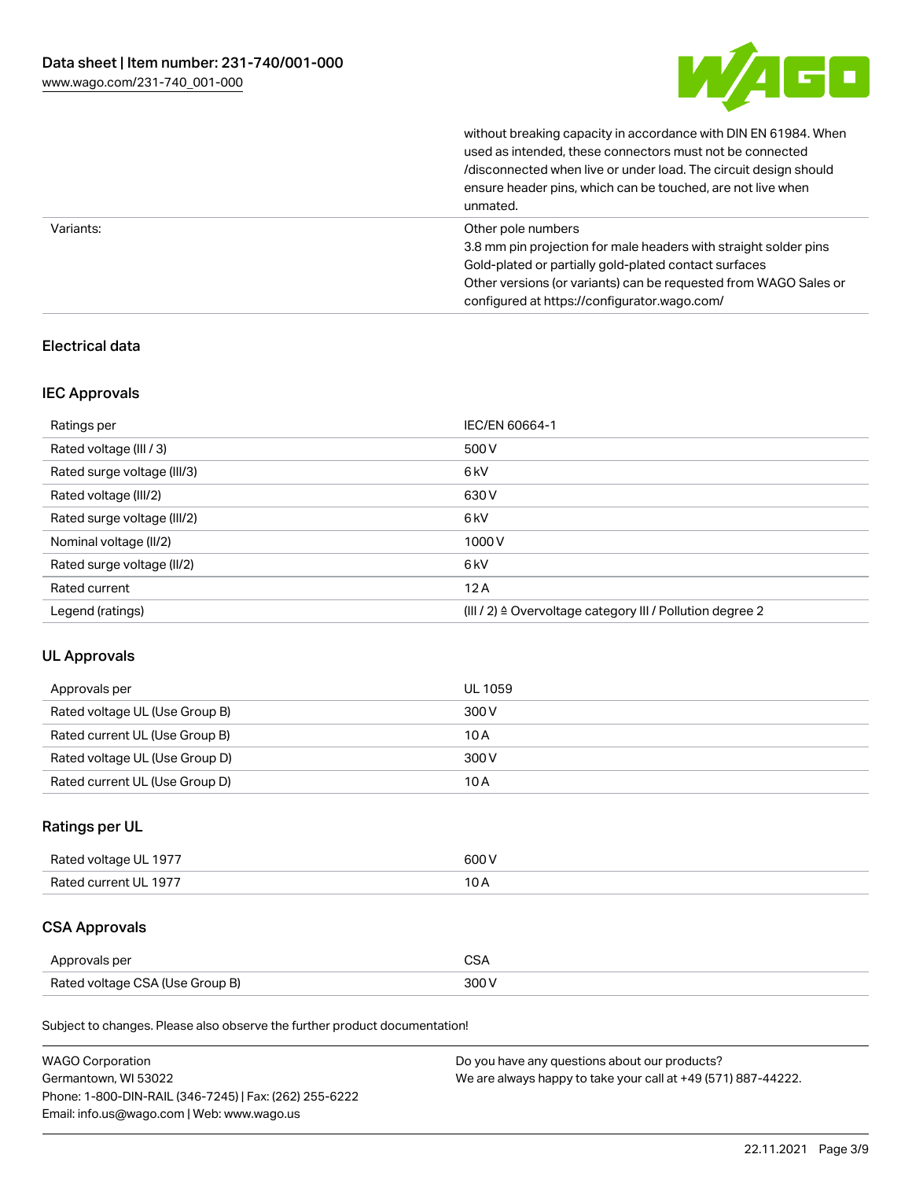| | |
|---|---|
| | without breaking capacity in accordance with DIN EN 61984. When used as intended, these connectors must not be connected /disconnected when live or under load. The circuit design should ensure header pins, which can be touched, are not live when unmated. |
| Variants: | Other pole numbers<br>3.8 mm pin projection for male headers with straight solder pins<br>Gold-plated or partially gold-plated contact surfaces<br>Other versions (or variants) can be requested from WAGO Sales or configured at https://configurator.wago.com/ |

## Electrical data

### IEC Approvals

| | |
|---|---|
| Ratings per | IEC/EN 60664-1 |
| Rated voltage (III / 3) | 500 V |
| Rated surge voltage (III/3) | 6 kV |
| Rated voltage (III/2) | 630 V |
| Rated surge voltage (III/2) | 6 kV |
| Nominal voltage (II/2) | 1000 V |
| Rated surge voltage (II/2) | 6 kV |
| Rated current | 12 A |
| Legend (ratings) | (III / 2) ≙ Overvoltage category III / Pollution degree 2 |

### UL Approvals

| | |
|---|---|
| Approvals per | UL 1059 |
| Rated voltage UL (Use Group B) | 300 V |
| Rated current UL (Use Group B) | 10 A |
| Rated voltage UL (Use Group D) | 300 V |
| Rated current UL (Use Group D) | 10 A |

### Ratings per UL

| | |
|---|---|
| Rated voltage UL 1977 | 600 V |
| Rated current UL 1977 | 10 A |

### CSA Approvals

| | |
|---|---|
| Approvals per | CSA |
| Rated voltage CSA (Use Group B) | 300 V |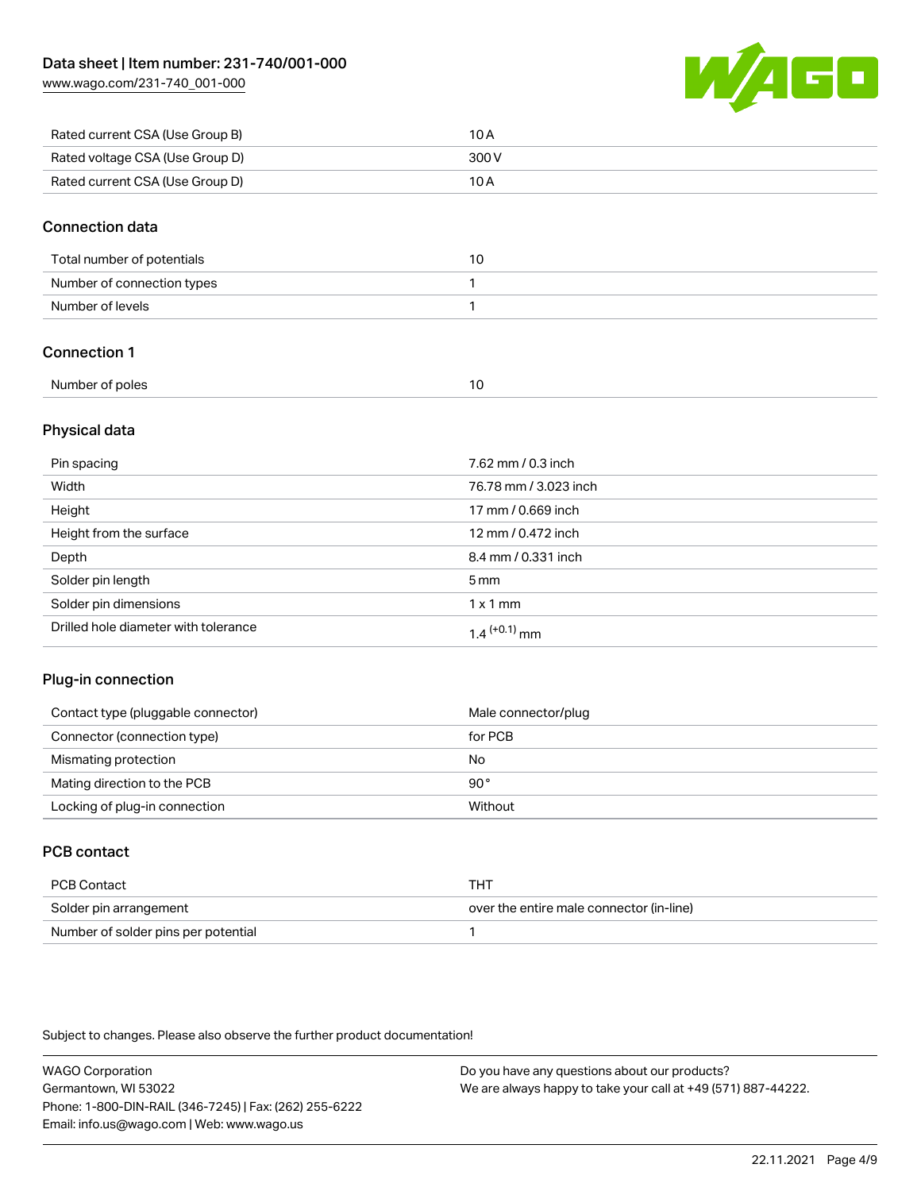| | |
|---|---|
| Rated current CSA (Use Group B) | 10 A |
| Rated voltage CSA (Use Group D) | 300 V |
| Rated current CSA (Use Group D) | 10 A |

## Connection data

| | |
|---|---|
| Total number of potentials | 10 |
| Number of connection types | 1 |
| Number of levels | 1 |

## Connection 1

| | |
|---|---|
| Number of poles | 10 |

## Physical data

| | |
|---|---|
| Pin spacing | 7.62 mm / 0.3 inch |
| Width | 76.78 mm / 3.023 inch |
| Height | 17 mm / 0.669 inch |
| Height from the surface | 12 mm / 0.472 inch |
| Depth | 8.4 mm / 0.331 inch |
| Solder pin length | 5 mm |
| Solder pin dimensions | 1 x 1 mm |
| Drilled hole diameter with tolerance | $1.4^{(+0.1)}$ mm |

## Plug-in connection

| | |
|---|---|
| Contact type (pluggable connector) | Male connector/plug |
| Connector (connection type) | for PCB |
| Mismating protection | No |
| Mating direction to the PCB | 90° |
| Locking of plug-in connection | Without |

## PCB contact

| | |
|---|---|
| PCB Contact | THT |
| Solder pin arrangement | over the entire male connector (in-line) |
| Number of solder pins per potential | 1 |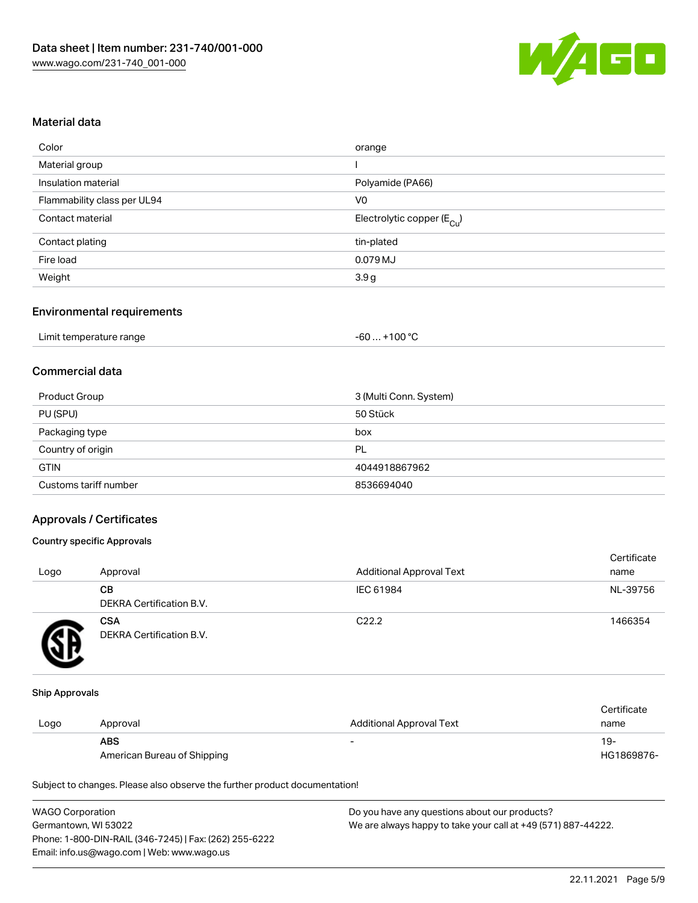## Material data

| | |
|---|---|
| Color | orange |
| Material group | I |
| Insulation material | Polyamide (PA66) |
| Flammability class per UL94 | V0 |
| Contact material | Electrolytic copper ($E_{Cu}$) |
| Contact plating | tin-plated |
| Fire load | 0.079 MJ |
| Weight | 3.9 g |

## Environmental requirements

| | |
|---|---|
| Limit temperature range | -60 … +100 °C |

## Commercial data

| | |
|---|---|
| Product Group | 3 (Multi Conn. System) |
| PU (SPU) | 50 Stück |
| Packaging type | box |
| Country of origin | PL |
| GTIN | 4044918867962 |
| Customs tariff number | 8536694040 |

## Approvals / Certificates

### Country specific Approvals

| Logo | Approval | Additional Approval Text | Certificate name |
|---|---|---|---|
| | **CB** DEKRA Certification B.V. | IEC 61984 | NL-39756 |
| | **CSA** DEKRA Certification B.V. | C22.2 | 1466354 |

### Ship Approvals

| Logo | Approval | Additional Approval Text | Certificate name |
|---|---|---|---|
| | **ABS** American Bureau of Shipping | - | 19-HG1869876- |

Subject to changes. Please also observe the further product documentation!

WAGO Corporation
Germantown, WI 53022
Phone: 1-800-DIN-RAIL (346-7245) | Fax: (262) 255-6222
Email: info.us@wago.com | Web: www.wago.us

Do you have any questions about our products?
We are always happy to take your call at +49 (571) 887-44222.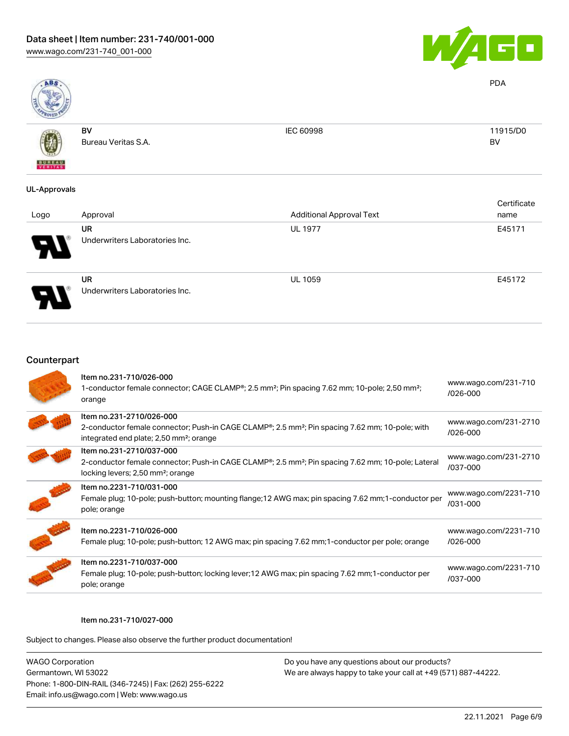PDA

| | BV<br>Bureau Veritas S.A. | IEC 60998 | 11915/D0<br>BV |
|---|---|---|---|

## UL-Approvals

| Logo | Approval | Additional Approval Text | Certificate name |
|---|---|---|---|
| | UR<br>Underwriters Laboratories Inc. | UL 1977 | E45171 |
| | UR<br>Underwriters Laboratories Inc. | UL 1059 | E45172 |

## Counterpart

| | | |
|---|---|---|
| | Item no.231-710/026-000<br>1-conductor female connector; CAGE CLAMP®; 2.5 mm²; Pin spacing 7.62 mm; 10-pole; 2,50 mm²; orange | www.wago.com/231-710/026-000 |
| | Item no.231-2710/026-000<br>2-conductor female connector; Push-in CAGE CLAMP®; 2.5 mm²; Pin spacing 7.62 mm; 10-pole; with integrated end plate; 2,50 mm²; orange | www.wago.com/231-2710/026-000 |
| | Item no.231-2710/037-000<br>2-conductor female connector; Push-in CAGE CLAMP®; 2.5 mm²; Pin spacing 7.62 mm; 10-pole; Lateral locking levers; 2,50 mm²; orange | www.wago.com/231-2710/037-000 |
| | Item no.2231-710/031-000<br>Female plug; 10-pole; push-button; mounting flange;12 AWG max; pin spacing 7.62 mm;1-conductor per pole; orange | www.wago.com/2231-710/031-000 |
| | Item no.2231-710/026-000<br>Female plug; 10-pole; push-button; 12 AWG max; pin spacing 7.62 mm;1-conductor per pole; orange | www.wago.com/2231-710/026-000 |
| | Item no.2231-710/037-000<br>Female plug; 10-pole; push-button; locking lever;12 AWG max; pin spacing 7.62 mm;1-conductor per pole; orange | www.wago.com/2231-710/037-000 |

Item no.231-710/027-000

Subject to changes. Please also observe the further product documentation!

WAGO Corporation
Germantown, WI 53022
Phone: 1-800-DIN-RAIL (346-7245) | Fax: (262) 255-6222
Email: info.us@wago.com | Web: www.wago.us

Do you have any questions about our products?
We are always happy to take your call at +49 (571) 887-44222.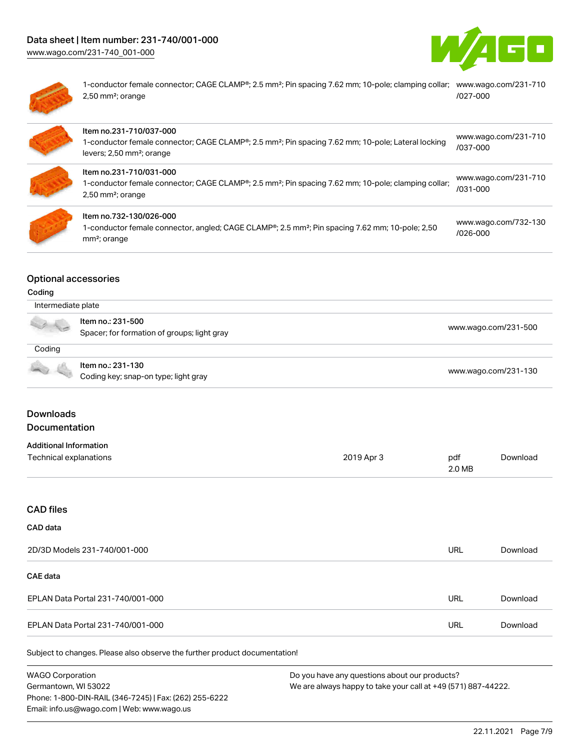| | | |
|---|---|---|
| | 1-conductor female connector; CAGE CLAMP®; 2.5 mm²; Pin spacing 7.62 mm; 10-pole; clamping collar; 2,50 mm²; orange | www.wago.com/231-710/027-000 |
| | Item no.231-710/037-000<br>1-conductor female connector; CAGE CLAMP®; 2.5 mm²; Pin spacing 7.62 mm; 10-pole; Lateral locking levers; 2,50 mm²; orange | www.wago.com/231-710/037-000 |
| | Item no.231-710/031-000<br>1-conductor female connector; CAGE CLAMP®; 2.5 mm²; Pin spacing 7.62 mm; 10-pole; clamping collar; 2,50 mm²; orange | www.wago.com/231-710/031-000 |
| | Item no.732-130/026-000<br>1-conductor female connector, angled; CAGE CLAMP®; 2.5 mm²; Pin spacing 7.62 mm; 10-pole; 2,50 mm²; orange | www.wago.com/732-130/026-000 |

## Optional accessories

### Coding

| Intermediate plate | | |
|---|---|---|
| | Item no.: 231-500<br>Spacer; for formation of groups; light gray | www.wago.com/231-500 |

| Coding | | |
|---|---|---|
| | Item no.: 231-130<br>Coding key; snap-on type; light gray | www.wago.com/231-130 |

## Downloads

## Documentation

### Additional Information

| | | | |
|---|---|---|---|
| Technical explanations | 2019 Apr 3 | pdf<br>2.0 MB | Download |

## CAD files

### CAD data

| | | |
|---|---|---|
| 2D/3D Models 231-740/001-000 | URL | Download |

### CAE data

| | | |
|---|---|---|
| EPLAN Data Portal 231-740/001-000 | URL | Download |
| EPLAN Data Portal 231-740/001-000 | URL | Download |

Subject to changes. Please also observe the further product documentation!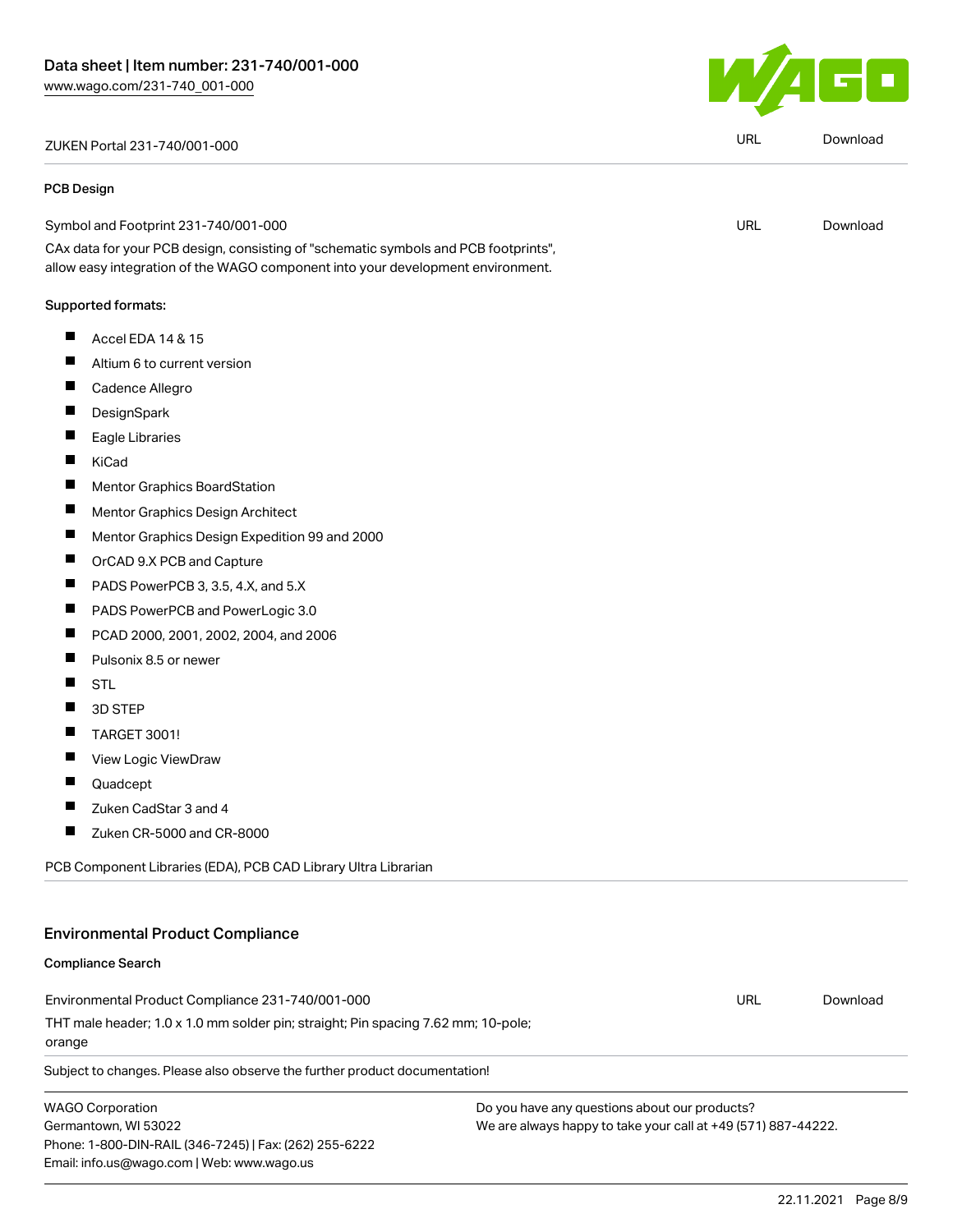ZUKEN Portal 231-740/001-000 | URL | Download

---

### PCB Design

Symbol and Footprint 231-740/001-000 | URL | Download

CAx data for your PCB design, consisting of "schematic symbols and PCB footprints", allow easy integration of the WAGO component into your development environment.

**Supported formats:**

- Accel EDA 14 & 15
- Altium 6 to current version
- Cadence Allegro
- DesignSpark
- Eagle Libraries
- KiCad
- Mentor Graphics BoardStation
- Mentor Graphics Design Architect
- Mentor Graphics Design Expedition 99 and 2000
- OrCAD 9.X PCB and Capture
- PADS PowerPCB 3, 3.5, 4.X, and 5.X
- PADS PowerPCB and PowerLogic 3.0
- PCAD 2000, 2001, 2002, 2004, and 2006
- Pulsonix 8.5 or newer
- STL
- 3D STEP
- TARGET 3001!
- View Logic ViewDraw
- Quadcept
- Zuken CadStar 3 and 4
- Zuken CR-5000 and CR-8000

PCB Component Libraries (EDA), PCB CAD Library Ultra Librarian

---

## Environmental Product Compliance

### Compliance Search

Environmental Product Compliance 231-740/001-000 | URL | Download

THT male header; 1.0 x 1.0 mm solder pin; straight; Pin spacing 7.62 mm; 10-pole; orange

Subject to changes. Please also observe the further product documentation!

WAGO Corporation
Germantown, WI 53022
Phone: 1-800-DIN-RAIL (346-7245) | Fax: (262) 255-6222
Email: info.us@wago.com | Web: www.wago.us

Do you have any questions about our products?
We are always happy to take your call at +49 (571) 887-44222.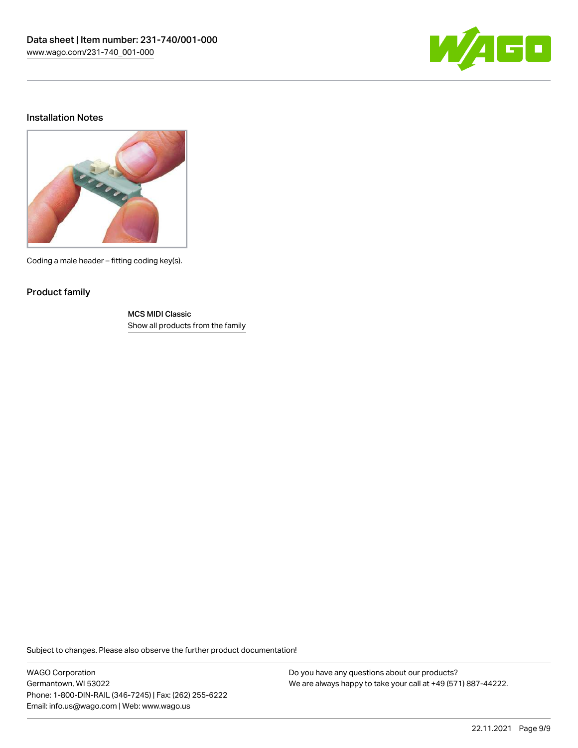## Installation Notes

Coding a male header – fitting coding key(s).

## Product family

MCS MIDI Classic
Show all products from the family

Subject to changes. Please also observe the further product documentation!

WAGO Corporation
Germantown, WI 53022
Phone: 1-800-DIN-RAIL (346-7245) | Fax: (262) 255-6222
Email: info.us@wago.com | Web: www.wago.us

Do you have any questions about our products?
We are always happy to take your call at +49 (571) 887-44222.